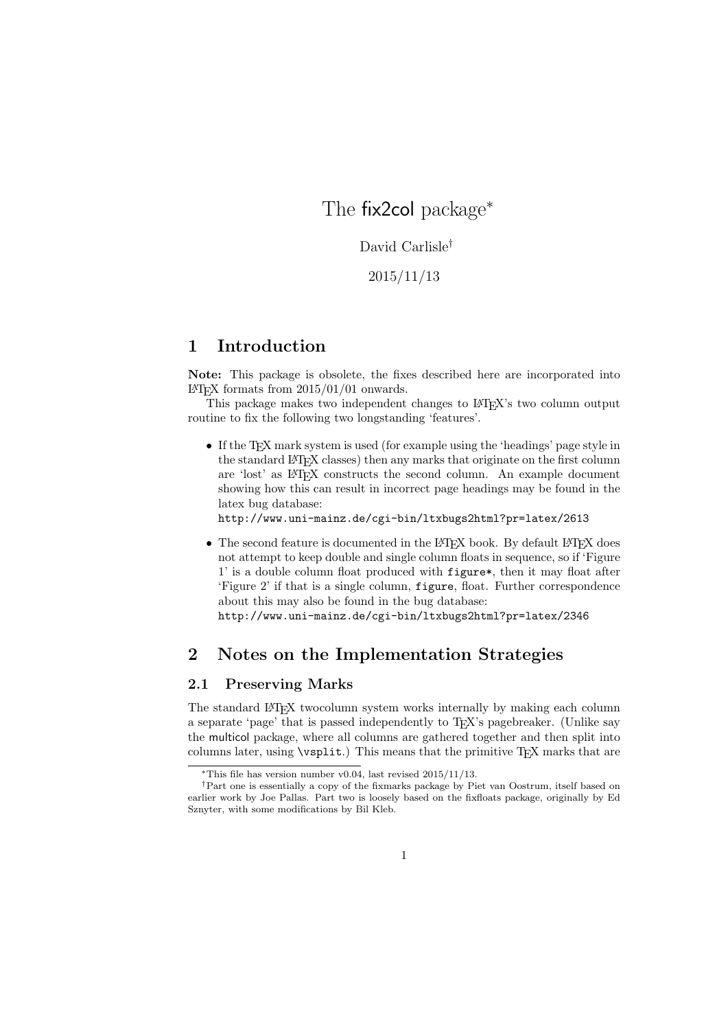# The fix2col package*

David Carlisle†

2015/11/13

## 1 Introduction

**Note:** This package is obsolete, the fixes described here are incorporated into LaTeX formats from 2015/01/01 onwards.

This package makes two independent changes to LaTeX's two column output routine to fix the following two longstanding 'features'.

- If the TeX mark system is used (for example using the 'headings' page style in the standard LaTeX classes) then any marks that originate on the first column are 'lost' as LaTeX constructs the second column. An example document showing how this can result in incorrect page headings may be found in the latex bug database:
`http://www.uni-mainz.de/cgi-bin/ltxbugs2html?pr=latex/2613`
- The second feature is documented in the LaTeX book. By default LaTeX does not attempt to keep double and single column floats in sequence, so if 'Figure 1' is a double column float produced with `figure*`, then it may float after 'Figure 2' if that is a single column, `figure`, float. Further correspondence about this may also be found in the bug database:
`http://www.uni-mainz.de/cgi-bin/ltxbugs2html?pr=latex/2346`

## 2 Notes on the Implementation Strategies

### 2.1 Preserving Marks

The standard LaTeX twocolumn system works internally by making each column a separate 'page' that is passed independently to TeX's pagebreaker. (Unlike say the multicol package, where all columns are gathered together and then split into columns later, using `\vsplit`.) This means that the primitive TeX marks that are

*This file has version number v0.04, last revised 2015/11/13.

†Part one is essentially a copy of the fixmarks package by Piet van Oostrum, itself based on earlier work by Joe Pallas. Part two is loosely based on the fixfloats package, originally by Ed Sznyter, with some modifications by Bil Kleb.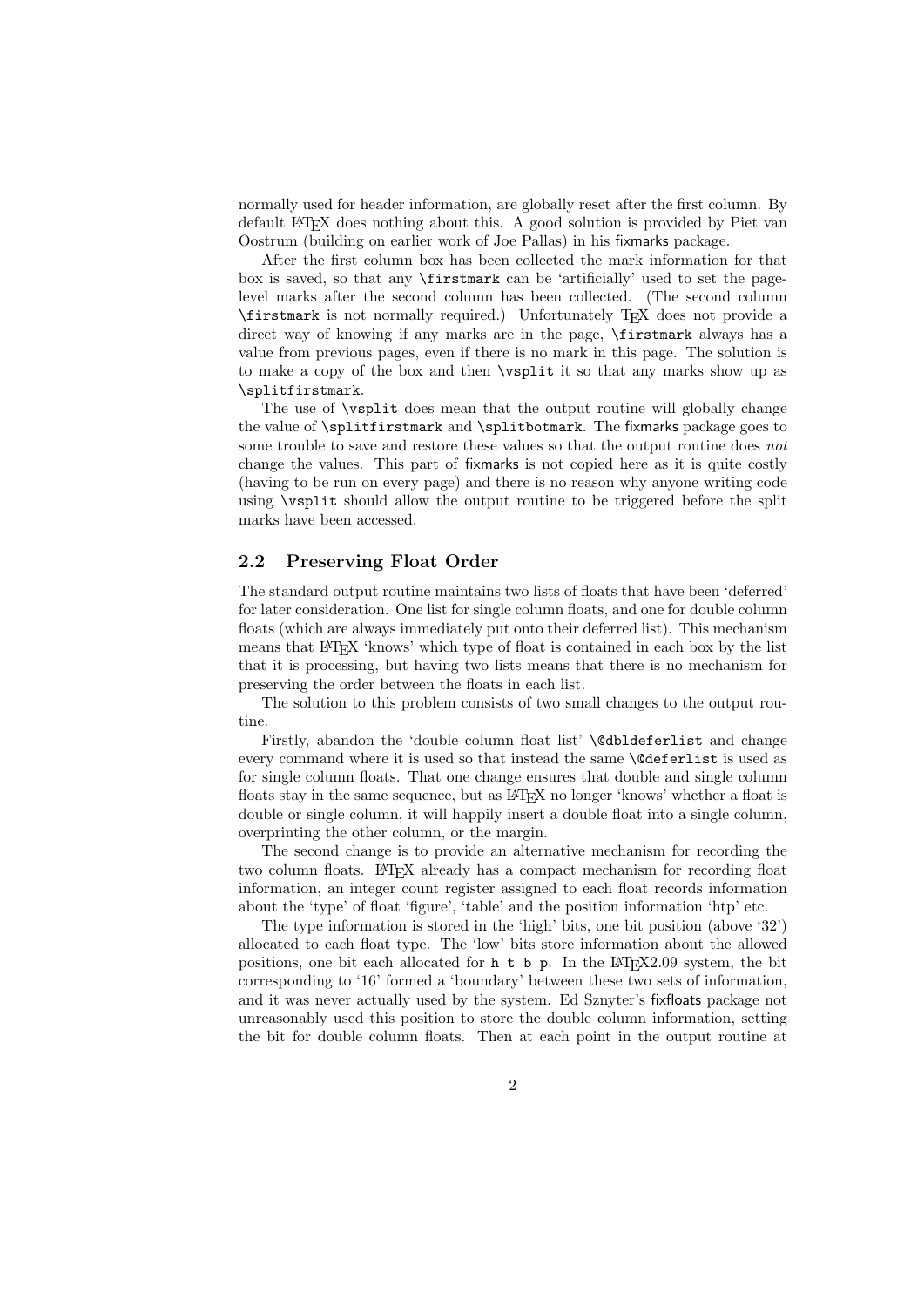normally used for header information, are globally reset after the first column. By default LaTeX does nothing about this. A good solution is provided by Piet van Oostrum (building on earlier work of Joe Pallas) in his fixmarks package.

After the first column box has been collected the mark information for that box is saved, so that any `\firstmark` can be 'artificially' used to set the page-level marks after the second column has been collected. (The second column `\firstmark` is not normally required.) Unfortunately TeX does not provide a direct way of knowing if any marks are in the page, `\firstmark` always has a value from previous pages, even if there is no mark in this page. The solution is to make a copy of the box and then `\vsplit` it so that any marks show up as `\splitfirstmark`.

The use of `\vsplit` does mean that the output routine will globally change the value of `\splitfirstmark` and `\splitbotmark`. The fixmarks package goes to some trouble to save and restore these values so that the output routine does *not* change the values. This part of fixmarks is not copied here as it is quite costly (having to be run on every page) and there is no reason why anyone writing code using `\vsplit` should allow the output routine to be triggered before the split marks have been accessed.

## 2.2 Preserving Float Order

The standard output routine maintains two lists of floats that have been 'deferred' for later consideration. One list for single column floats, and one for double column floats (which are always immediately put onto their deferred list). This mechanism means that LaTeX 'knows' which type of float is contained in each box by the list that it is processing, but having two lists means that there is no mechanism for preserving the order between the floats in each list.

The solution to this problem consists of two small changes to the output routine.

Firstly, abandon the 'double column float list' `\@dbldeferlist` and change every command where it is used so that instead the same `\@deferlist` is used as for single column floats. That one change ensures that double and single column floats stay in the same sequence, but as LaTeX no longer 'knows' whether a float is double or single column, it will happily insert a double float into a single column, overprinting the other column, or the margin.

The second change is to provide an alternative mechanism for recording the two column floats. LaTeX already has a compact mechanism for recording float information, an integer count register assigned to each float records information about the 'type' of float 'figure', 'table' and the position information 'htp' etc.

The type information is stored in the 'high' bits, one bit position (above '32') allocated to each float type. The 'low' bits store information about the allowed positions, one bit each allocated for `h t b p`. In the LaTeX2.09 system, the bit corresponding to '16' formed a 'boundary' between these two sets of information, and it was never actually used by the system. Ed Sznyter's fixfloats package not unreasonably used this position to store the double column information, setting the bit for double column floats. Then at each point in the output routine at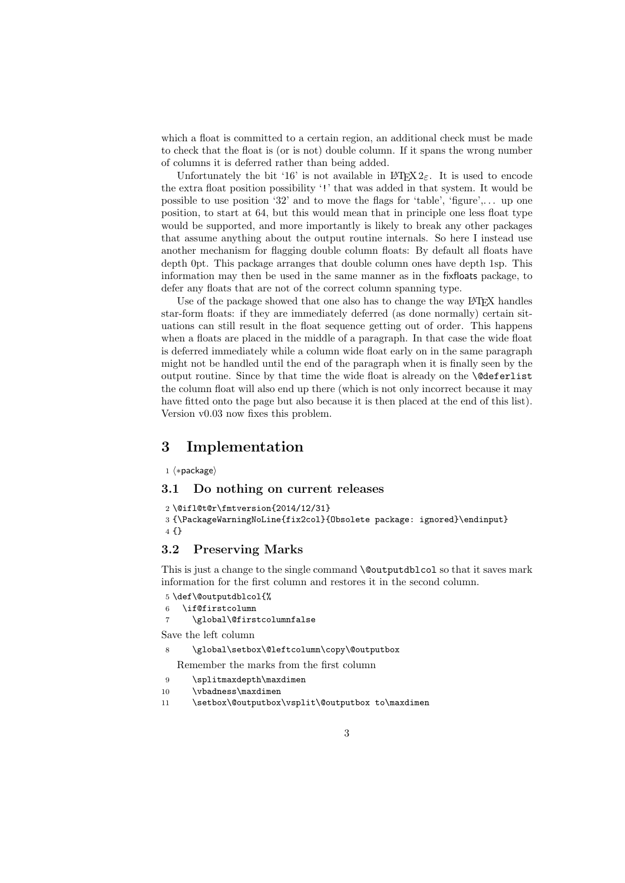which a float is committed to a certain region, an additional check must be made to check that the float is (or is not) double column. If it spans the wrong number of columns it is deferred rather than being added.

Unfortunately the bit '16' is not available in LaTeX 2ε. It is used to encode the extra float position possibility '!' that was added in that system. It would be possible to use position '32' and to move the flags for 'table', 'figure',... up one position, to start at 64, but this would mean that in principle one less float type would be supported, and more importantly is likely to break any other packages that assume anything about the output routine internals. So here I instead use another mechanism for flagging double column floats: By default all floats have depth 0pt. This package arranges that double column ones have depth 1sp. This information may then be used in the same manner as in the fixfloats package, to defer any floats that are not of the correct column spanning type.

Use of the package showed that one also has to change the way LaTeX handles star-form floats: if they are immediately deferred (as done normally) certain situations can still result in the float sequence getting out of order. This happens when a floats are placed in the middle of a paragraph. In that case the wide float is deferred immediately while a column wide float early on in the same paragraph might not be handled until the end of the paragraph when it is finally seen by the output routine. Since by that time the wide float is already on the `\@deferlist` the column float will also end up there (which is not only incorrect because it may have fitted onto the page but also because it is then placed at the end of this list). Version v0.03 now fixes this problem.

# 3 Implementation

```
1 ⟨*package⟩
```

## 3.1 Do nothing on current releases

```
2 \@ifl@t@r\fmtversion{2014/12/31}
3 {\PackageWarningNoLine{fix2col}{Obsolete package: ignored}\endinput}
4 {}
```

## 3.2 Preserving Marks

This is just a change to the single command `\@outputdblcol` so that it saves mark information for the first column and restores it in the second column.

```
5 \def\@outputdblcol{%
6   \if@firstcolumn
7     \global\@firstcolumnfalse
```

Save the left column

```
8     \global\setbox\@leftcolumn\copy\@outputbox
```

Remember the marks from the first column

```
9     \splitmaxdepth\maxdimen
10    \vbadness\maxdimen
11    \setbox\@outputbox\vsplit\@outputbox to\maxdimen
```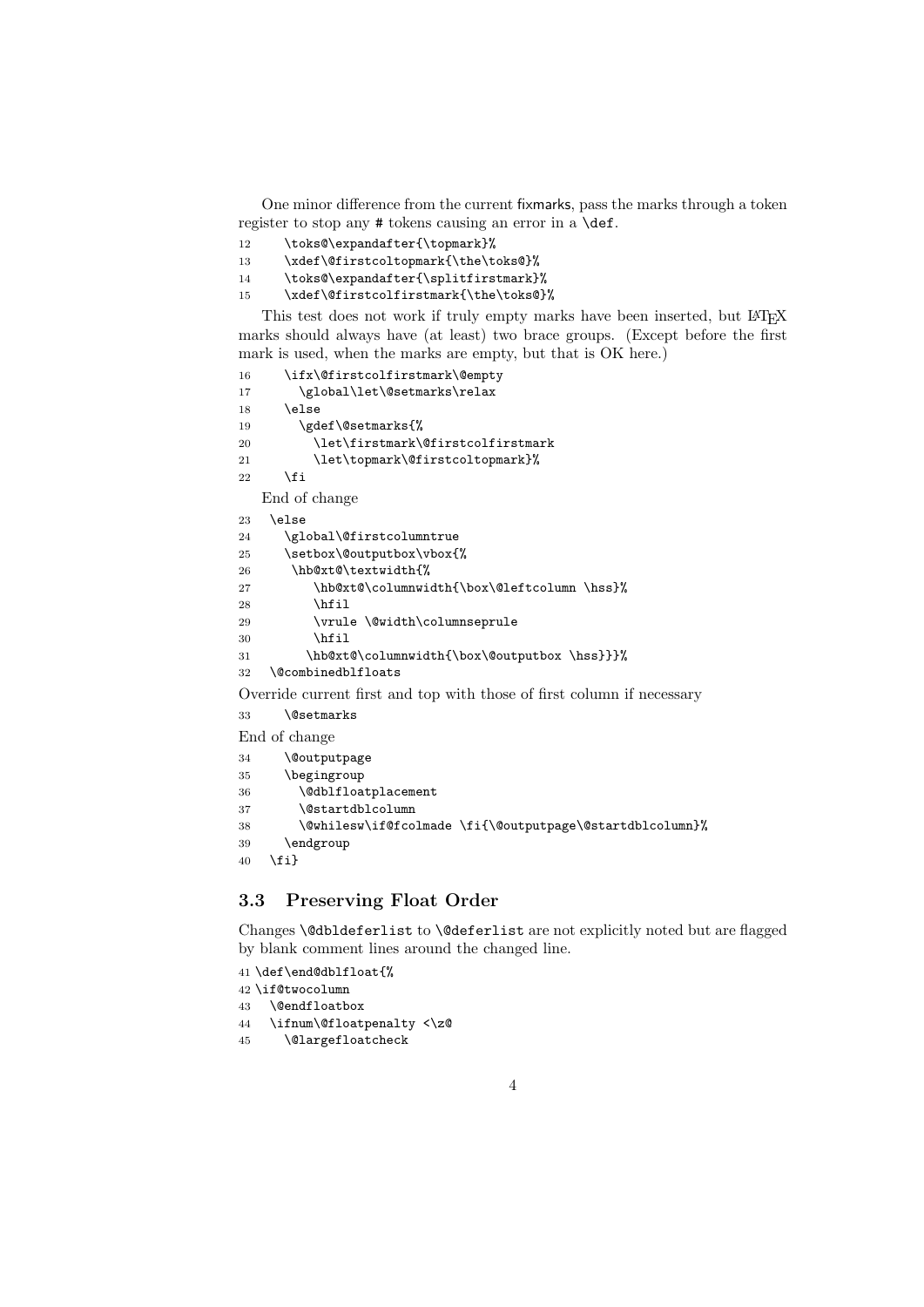One minor difference from the current fixmarks, pass the marks through a token register to stop any # tokens causing an error in a `\def`.

```
12     \toks@\expandafter{\topmark}%
13     \xdef\@firstcoltopmark{\the\toks@}%
14     \toks@\expandafter{\splitfirstmark}%
15     \xdef\@firstcolfirstmark{\the\toks@}%
```

This test does not work if truly empty marks have been inserted, but LaTeX marks should always have (at least) two brace groups. (Except before the first mark is used, when the marks are empty, but that is OK here.)

```
16     \ifx\@firstcolfirstmark\@empty
17       \global\let\@setmarks\relax
18     \else
19       \gdef\@setmarks{%
20         \let\firstmark\@firstcolfirstmark
21         \let\topmark\@firstcoltopmark}%
22     \fi
```

End of change

```
23   \else
24     \global\@firstcolumntrue
25     \setbox\@outputbox\vbox{%
26      \hb@xt@\textwidth{%
27         \hb@xt@\columnwidth{\box\@leftcolumn \hss}%
28         \hfil
29         \vrule \@width\columnseprule
30         \hfil
31        \hb@xt@\columnwidth{\box\@outputbox \hss}}}%
32   \@combinedblfloats
```

Override current first and top with those of first column if necessary

```
33     \@setmarks
```

End of change

```
34     \@outputpage
35     \begingroup
36       \@dblfloatplacement
37       \@startdblcolumn
38       \@whilesw\if@fcolmade \fi{\@outputpage\@startdblcolumn}%
39     \endgroup
40   \fi}
```

### 3.3 Preserving Float Order

Changes `\@dbldeferlist` to `\@deferlist` are not explicitly noted but are flagged by blank comment lines around the changed line.

```
41 \def\end@dblfloat{%
42 \if@twocolumn
43   \@endfloatbox
44   \ifnum\@floatpenalty <\z@
45     \@largefloatcheck
```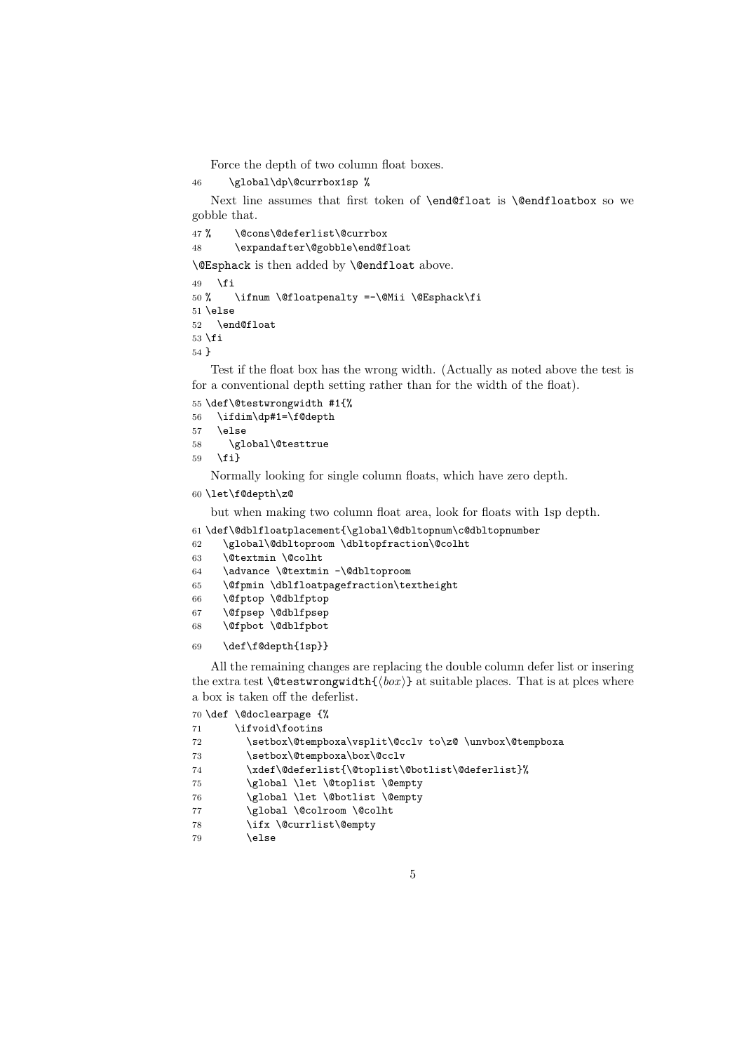Force the depth of two column float boxes.

```
46     \global\dp\@currbox1sp %
```

Next line assumes that first token of `\end@float` is `\@endfloatbox` so we gobble that.

```
47 %    \@cons\@deferlist\@currbox
48      \expandafter\@gobble\end@float
```

`\@Esphack` is then added by `\@endfloat` above.

```
49   \fi
50 %    \ifnum \@floatpenalty =-\@Mii \@Esphack\fi
51 \else
52   \end@float
53 \fi
54 }
```

Test if the float box has the wrong width. (Actually as noted above the test is for a conventional depth setting rather than for the width of the float).

```
55 \def\@testwrongwidth #1{%
56   \ifdim\dp#1=\f@depth
57   \else
58     \global\@testtrue
59   \fi}
```

Normally looking for single column floats, which have zero depth.

```
60 \let\f@depth\z@
```

but when making two column float area, look for floats with 1sp depth.

```
61 \def\@dblfloatplacement{\global\@dbltopnum\c@dbltopnumber
62    \global\@dbltoproom \dbltopfraction\@colht
63    \@textmin \@colht
64    \advance \@textmin -\@dbltoproom
65    \@fpmin \dblfloatpagefraction\textheight
66    \@fptop \@dblfptop
67    \@fpsep \@dblfpsep
68    \@fpbot \@dblfpbot
69    \def\f@depth{1sp}}
```

All the remaining changes are replacing the double column defer list or insering the extra test `\@testwrongwidth{`⟨*box*⟩`}` at suitable places. That is at plces where a box is taken off the deferlist.

```
70 \def \@doclearpage {%
71      \ifvoid\footins
72        \setbox\@tempboxa\vsplit\@cclv to\z@ \unvbox\@tempboxa
73        \setbox\@tempboxa\box\@cclv
74        \xdef\@deferlist{\@toplist\@botlist\@deferlist}%
75        \global \let \@toplist \@empty
76        \global \let \@botlist \@empty
77        \global \@colroom \@colht
78        \ifx \@currlist\@empty
79        \else
```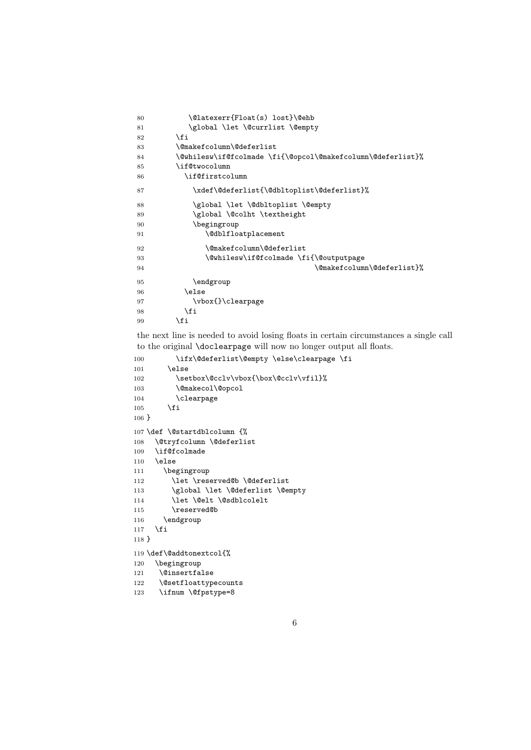```
80          \@latexerr{Float(s) lost}\@ehb
81          \global \let \@currlist \@empty
82       \fi
83       \@makefcolumn\@deferlist
84       \@whilesw\if@fcolmade \fi{\@opcol\@makefcolumn\@deferlist}%
85       \if@twocolumn
86         \if@firstcolumn
87           \xdef\@deferlist{\@dbltoplist\@deferlist}%
88           \global \let \@dbltoplist \@empty
89           \global \@colht \textheight
90           \begingroup
91              \@dblfloatplacement
92              \@makefcolumn\@deferlist
93              \@whilesw\if@fcolmade \fi{\@outputpage
94                                          \@makefcolumn\@deferlist}%
95           \endgroup
96         \else
97           \vbox{}\clearpage
98         \fi
99       \fi
```

the next line is needed to avoid losing floats in certain circumstances a single call to the original `\doclearpage` will now no longer output all floats.

```
100       \ifx\@deferlist\@empty \else\clearpage \fi
101     \else
102       \setbox\@cclv\vbox{\box\@cclv\vfil}%
103       \@makecol\@opcol
104       \clearpage
105     \fi
106 }
107 \def \@startdblcolumn {%
108   \@tryfcolumn \@deferlist
109   \if@fcolmade
110   \else
111     \begingroup
112       \let \reserved@b \@deferlist
113       \global \let \@deferlist \@empty
114       \let \@elt \@sdblcolelt
115       \reserved@b
116     \endgroup
117   \fi
118 }
119 \def\@addtonextcol{%
120   \begingroup
121    \@insertfalse
122    \@setfloattypecounts
123    \ifnum \@fpstype=8
```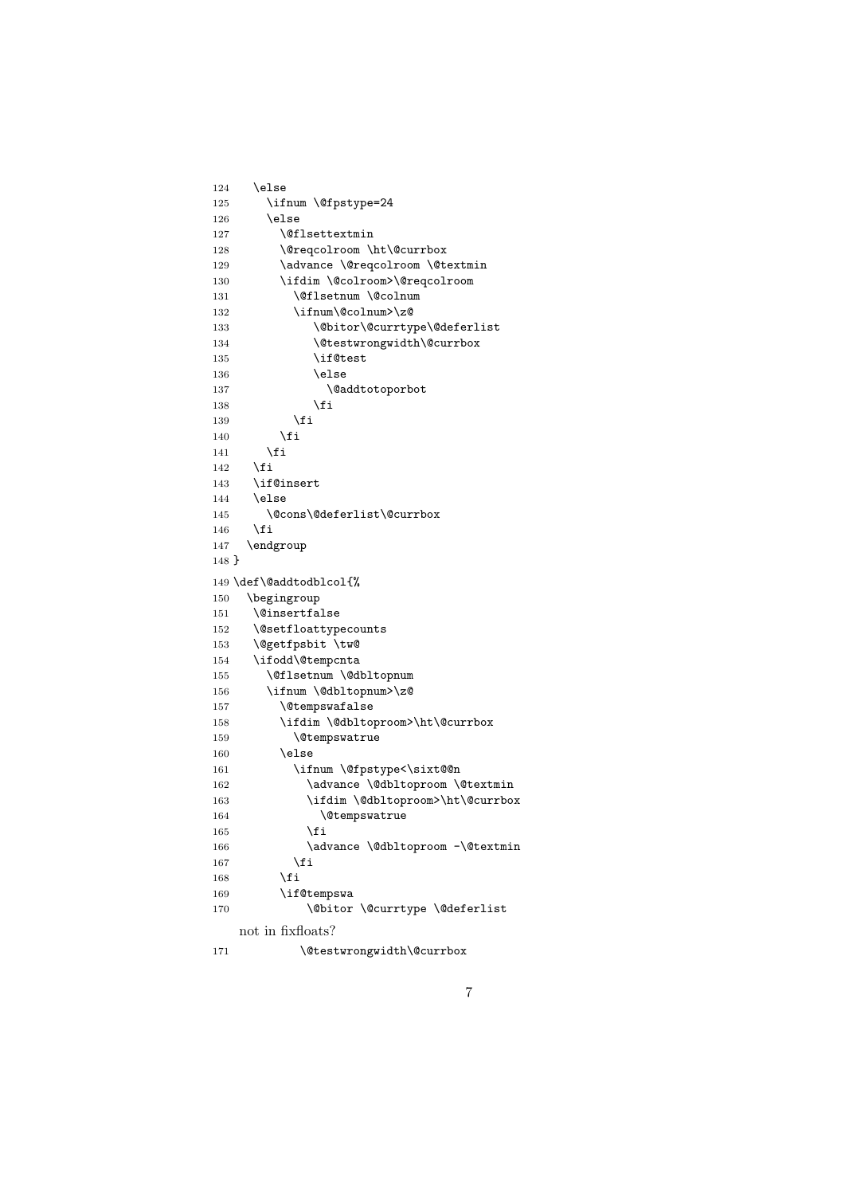```
124   \else
125     \ifnum \@fpstype=24
126     \else
127       \@flsettextmin
128       \@reqcolroom \ht\@currbox
129       \advance \@reqcolroom \@textmin
130       \ifdim \@colroom>\@reqcolroom
131         \@flsetnum \@colnum
132         \ifnum\@colnum>\z@
133            \@bitor\@currtype\@deferlist
134            \@testwrongwidth\@currbox
135            \if@test
136            \else
137              \@addtotoporbot
138            \fi
139         \fi
140       \fi
141     \fi
142   \fi
143   \if@insert
144   \else
145     \@cons\@deferlist\@currbox
146   \fi
147  \endgroup
148 }
149 \def\@addtodblcol{%
150  \begingroup
151   \@insertfalse
152   \@setfloattypecounts
153   \@getfpsbit \tw@
154   \ifodd\@tempcnta
155     \@flsetnum \@dbltopnum
156     \ifnum \@dbltopnum>\z@
157       \@tempswafalse
158       \ifdim \@dbltoproom>\ht\@currbox
159         \@tempswatrue
160       \else
161         \ifnum \@fpstype<\sixt@@n
162           \advance \@dbltoproom \@textmin
163           \ifdim \@dbltoproom>\ht\@currbox
164             \@tempswatrue
165           \fi
166           \advance \@dbltoproom -\@textmin
167         \fi
168       \fi
169       \if@tempswa
170           \@bitor \@currtype \@deferlist
```

not in fixfloats?

```
171           \@testwrongwidth\@currbox
```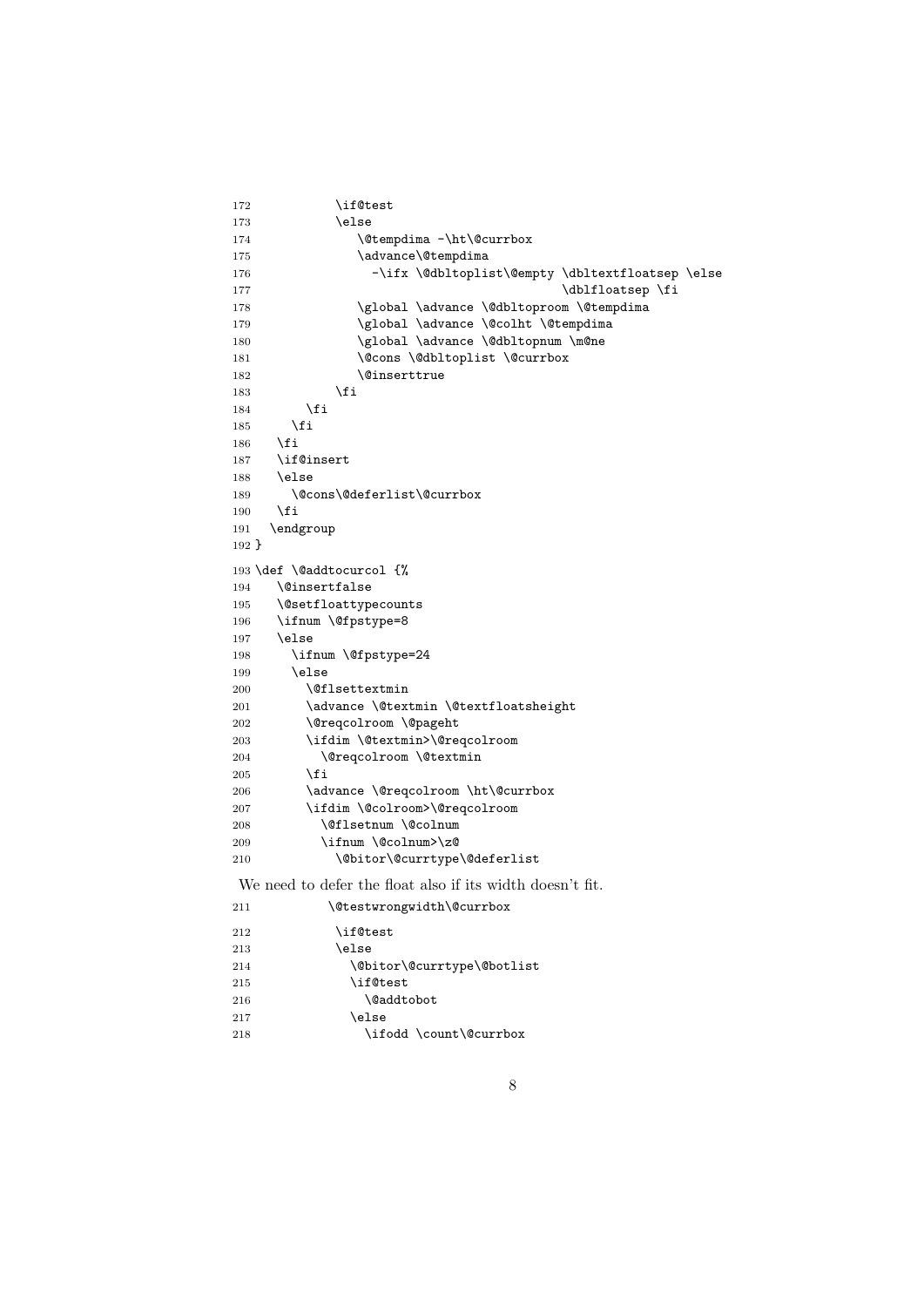```
172           \if@test
173           \else
174             \@tempdima -\ht\@currbox
175             \advance\@tempdima
176               -\ifx \@dbltoplist\@empty \dbltextfloatsep \else
177                                         \dblfloatsep \fi
178             \global \advance \@dbltoproom \@tempdima
179             \global \advance \@colht \@tempdima
180             \global \advance \@dbltopnum \m@ne
181             \@cons \@dbltoplist \@currbox
182             \@inserttrue
183           \fi
184       \fi
185     \fi
186   \fi
187   \if@insert
188   \else
189     \@cons\@deferlist\@currbox
190   \fi
191   \endgroup
192 }
193 \def \@addtocurcol {%
194   \@insertfalse
195   \@setfloattypecounts
196   \ifnum \@fpstype=8
197   \else
198     \ifnum \@fpstype=24
199     \else
200       \@flsettextmin
201       \advance \@textmin \@textfloatsheight
202       \@reqcolroom \@pageht
203       \ifdim \@textmin>\@reqcolroom
204         \@reqcolroom \@textmin
205       \fi
206       \advance \@reqcolroom \ht\@currbox
207       \ifdim \@colroom>\@reqcolroom
208         \@flsetnum \@colnum
209         \ifnum \@colnum>\z@
210           \@bitor\@currtype\@deferlist
```

We need to defer the float also if its width doesn't fit.

```
211           \@testwrongwidth\@currbox
212           \if@test
213           \else
214             \@bitor\@currtype\@botlist
215             \if@test
216               \@addtobot
217             \else
218               \ifodd \count\@currbox
```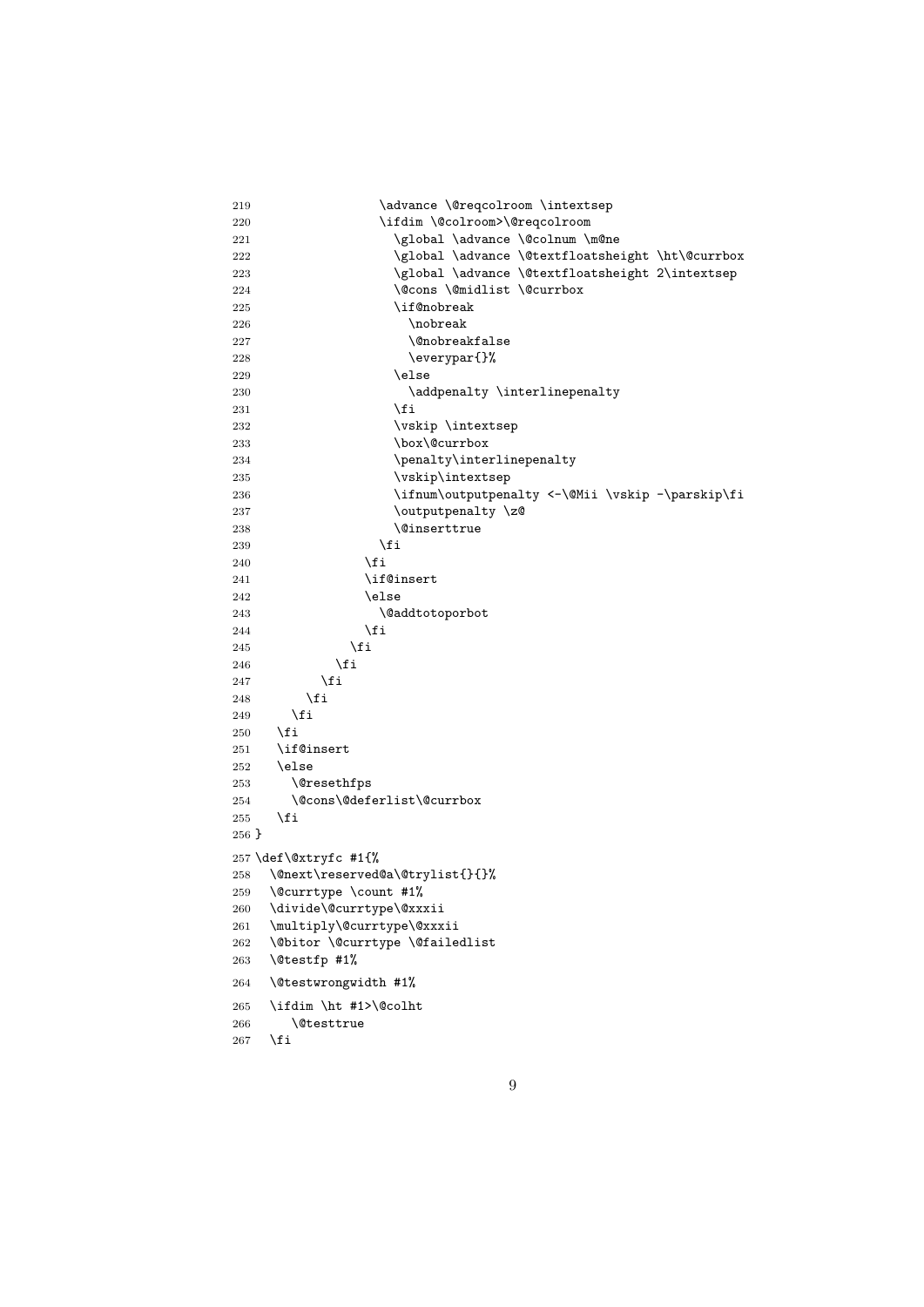```
219                 \advance \@reqcolroom \intextsep
220                 \ifdim \@colroom>\@reqcolroom
221                   \global \advance \@colnum \m@ne
222                   \global \advance \@textfloatsheight \ht\@currbox
223                   \global \advance \@textfloatsheight 2\intextsep
224                   \@cons \@midlist \@currbox
225                   \if@nobreak
226                     \nobreak
227                     \@nobreakfalse
228                     \everypar{}%
229                   \else
230                     \addpenalty \interlinepenalty
231                   \fi
232                   \vskip \intextsep
233                   \box\@currbox
234                   \penalty\interlinepenalty
235                   \vskip\intextsep
236                   \ifnum\outputpenalty <-\@Mii \vskip -\parskip\fi
237                   \outputpenalty \z@
238                   \@inserttrue
239                 \fi
240               \fi
241               \if@insert
242               \else
243                 \@addtotoporbot
244               \fi
245             \fi
246           \fi
247         \fi
248       \fi
249     \fi
250   \fi
251   \if@insert
252   \else
253     \@resethfps
254     \@cons\@deferlist\@currbox
255   \fi
256 }
257 \def\@xtryfc #1{%
258   \@next\reserved@a\@trylist{}{}%
259   \@currtype \count #1%
260   \divide\@currtype\@xxxii
261   \multiply\@currtype\@xxxii
262   \@bitor \@currtype \@failedlist
263   \@testfp #1%
264   \@testwrongwidth #1%
265   \ifdim \ht #1>\@colht
266     \@testtrue
267   \fi
```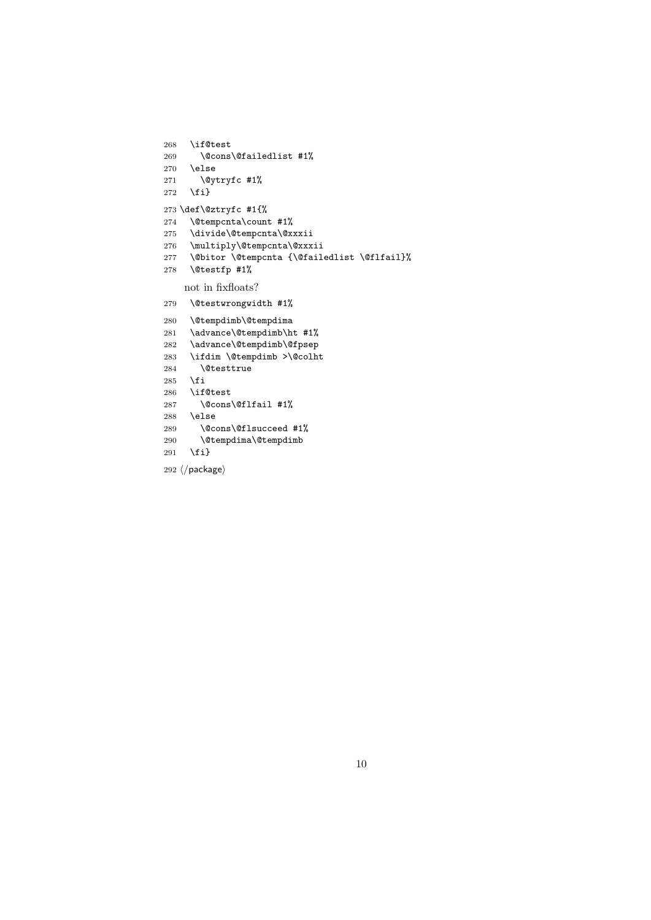```
268   \if@test
269     \@cons\@failedlist #1%
270   \else
271     \@ytryfc #1%
272   \fi}
273 \def\@ztryfc #1{%
274   \@tempcnta\count #1%
275   \divide\@tempcnta\@xxxii
276   \multiply\@tempcnta\@xxxii
277   \@bitor \@tempcnta {\@failedlist \@flfail}%
278   \@testfp #1%
```

not in fixfloats?

```
279   \@testwrongwidth #1%
280   \@tempdimb\@tempdima
281   \advance\@tempdimb\ht #1%
282   \advance\@tempdimb\@fpsep
283   \ifdim \@tempdimb >\@colht
284     \@testtrue
285   \fi
286   \if@test
287     \@cons\@flfail #1%
288   \else
289     \@cons\@flsucceed #1%
290     \@tempdima\@tempdimb
291   \fi}
292 ⟨/package⟩
```